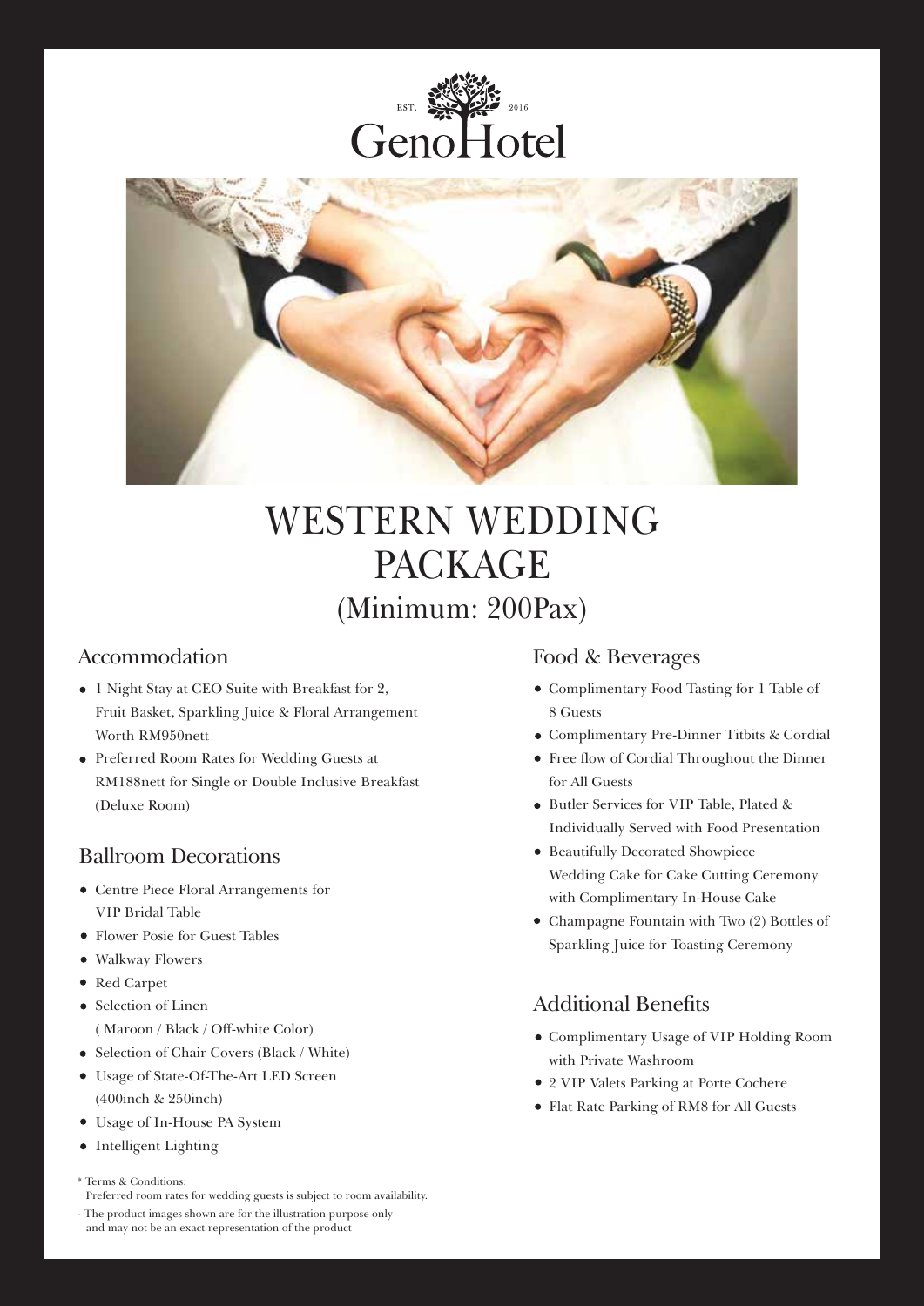EST. 2016

GenoHotel

# WESTERN WEDDING PACKAGE

## (Minimum: 200Pax)

### Accommodation

- 1 Night Stay at CEO Suite with Breakfast for 2, Fruit Basket, Sparkling Juice & Floral Arrangement Worth RM950nett
- Preferred Room Rates for Wedding Guests at RM188nett for Single or Double Inclusive Breakfast (Deluxe Room)

### Ballroom Decorations

- Centre Piece Floral Arrangements for VIP Bridal Table
- Flower Posie for Guest Tables
- Walkway Flowers
- Red Carpet
- Selection of Linen ( Maroon / Black / Off-white Color)
- Selection of Chair Covers (Black / White)
- Usage of State-Of-The-Art LED Screen (400inch & 250inch)
- Usage of In-House PA System
- Intelligent Lighting

### Food & Beverages

- Complimentary Food Tasting for 1 Table of 8 Guests
- Complimentary Pre-Dinner Titbits & Cordial
- Free flow of Cordial Throughout the Dinner for All Guests
- Butler Services for VIP Table, Plated & Individually Served with Food Presentation
- Beautifully Decorated Showpiece Wedding Cake for Cake Cutting Ceremony with Complimentary In-House Cake
- Champagne Fountain with Two (2) Bottles of Sparkling Juice for Toasting Ceremony

### Additional Benefits

- Complimentary Usage of VIP Holding Room with Private Washroom
- 2 VIP Valets Parking at Porte Cochere
- Flat Rate Parking of RM8 for All Guests

\* Terms & Conditions:
Preferred room rates for wedding guests is subject to room availability.

- The product images shown are for the illustration purpose only and may not be an exact representation of the product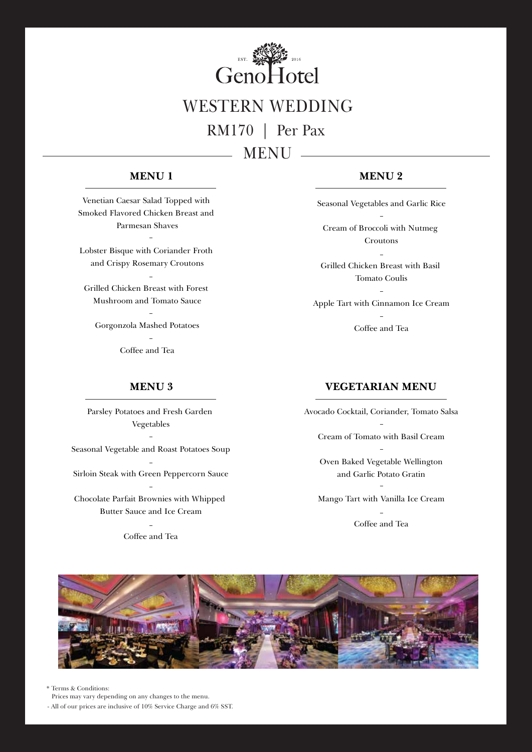EST. 2016

# GenoHotel

## WESTERN WEDDING

RM170 | Per Pax

## MENU

### MENU 1

Venetian Caesar Salad Topped with Smoked Flavored Chicken Breast and Parmesan Shaves

–

Lobster Bisque with Coriander Froth and Crispy Rosemary Croutons

–

Grilled Chicken Breast with Forest Mushroom and Tomato Sauce

–

Gorgonzola Mashed Potatoes

–

Coffee and Tea

### MENU 2

Seasonal Vegetables and Garlic Rice

–

Cream of Broccoli with Nutmeg Croutons

–

Grilled Chicken Breast with Basil Tomato Coulis

–

Apple Tart with Cinnamon Ice Cream

–

Coffee and Tea

### MENU 3

Parsley Potatoes and Fresh Garden Vegetables

–

Seasonal Vegetable and Roast Potatoes Soup

–

Sirloin Steak with Green Peppercorn Sauce

–

Chocolate Parfait Brownies with Whipped Butter Sauce and Ice Cream

–

Coffee and Tea

### VEGETARIAN MENU

Avocado Cocktail, Coriander, Tomato Salsa

–

Cream of Tomato with Basil Cream

–

Oven Baked Vegetable Wellington and Garlic Potato Gratin

–

Mango Tart with Vanilla Ice Cream

–

Coffee and Tea

\* Terms & Conditions:
Prices may vary depending on any changes to the menu.

- All of our prices are inclusive of 10% Service Charge and 6% SST.